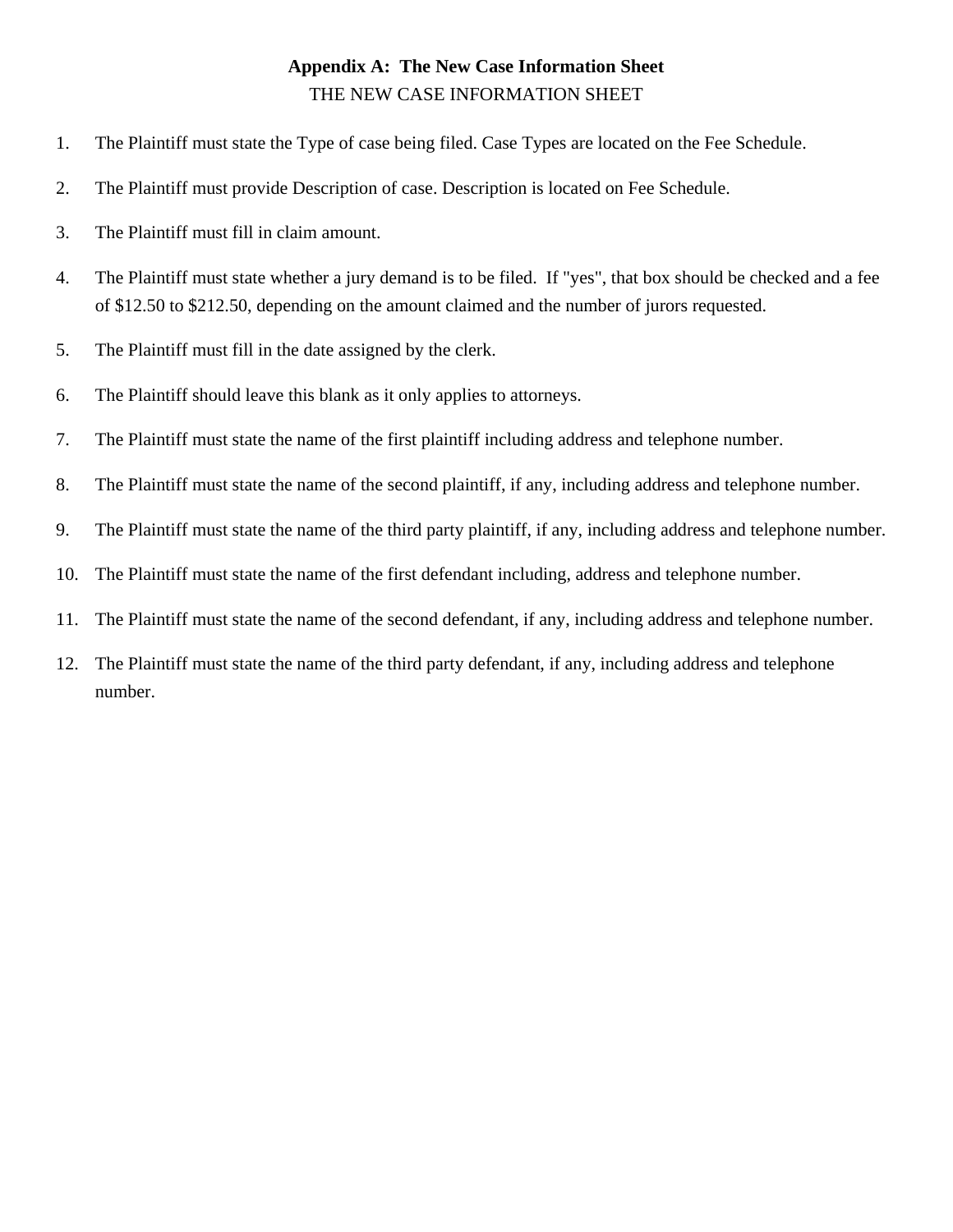# Appendix A: The New Case Information Sheet

THE NEW CASE INFORMATION SHEET

1. The Plaintiff must state the Type of case being filed. Case Types are located on the Fee Schedule.
2. The Plaintiff must provide Description of case. Description is located on Fee Schedule.
3. The Plaintiff must fill in claim amount.
4. The Plaintiff must state whether a jury demand is to be filed. If "yes", that box should be checked and a fee of $12.50 to $212.50, depending on the amount claimed and the number of jurors requested.
5. The Plaintiff must fill in the date assigned by the clerk.
6. The Plaintiff should leave this blank as it only applies to attorneys.
7. The Plaintiff must state the name of the first plaintiff including address and telephone number.
8. The Plaintiff must state the name of the second plaintiff, if any, including address and telephone number.
9. The Plaintiff must state the name of the third party plaintiff, if any, including address and telephone number.
10. The Plaintiff must state the name of the first defendant including, address and telephone number.
11. The Plaintiff must state the name of the second defendant, if any, including address and telephone number.
12. The Plaintiff must state the name of the third party defendant, if any, including address and telephone number.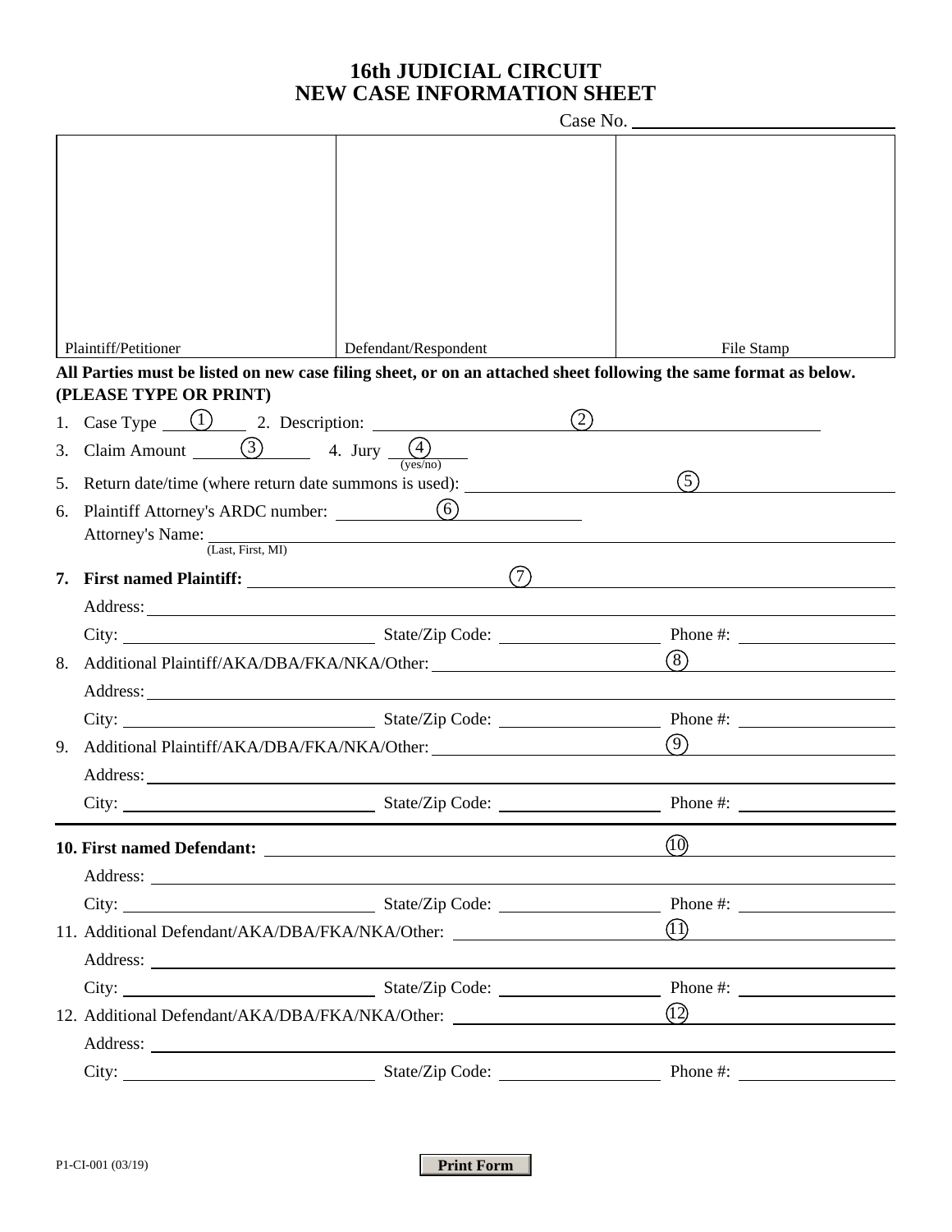# 16th JUDICIAL CIRCUIT
# NEW CASE INFORMATION SHEET

Case No. ______________________

| | | |
|---|---|---|
| Plaintiff/Petitioner | Defendant/Respondent | File Stamp |

**All Parties must be listed on new case filing sheet, or on an attached sheet following the same format as below. (PLEASE TYPE OR PRINT)**

1. Case Type ① 2. Description: ②
3. Claim Amount ③ 4. Jury ④ (yes/no)
5. Return date/time (where return date summons is used): ⑤
6. Plaintiff Attorney's ARDC number: ⑥

   Attorney's Name: ______________________ (Last, First, MI)

7. **First named Plaintiff:** ⑦

   Address: ______________________

   City: ______________ State/Zip Code: ______________ Phone #: ______________

8. Additional Plaintiff/AKA/DBA/FKA/NKA/Other: ⑧

   Address: ______________________

   City: ______________ State/Zip Code: ______________ Phone #: ______________

9. Additional Plaintiff/AKA/DBA/FKA/NKA/Other: ⑨

   Address: ______________________

   City: ______________ State/Zip Code: ______________ Phone #: ______________

---

10. **First named Defendant:** ⑩

    Address: ______________________

    City: ______________ State/Zip Code: ______________ Phone #: ______________

11. Additional Defendant/AKA/DBA/FKA/NKA/Other: ⑪

    Address: ______________________

    City: ______________ State/Zip Code: ______________ Phone #: ______________

12. Additional Defendant/AKA/DBA/FKA/NKA/Other: ⑫

    Address: ______________________

    City: ______________ State/Zip Code: ______________ Phone #: ______________

P1-CI-001 (03/19)

Print Form